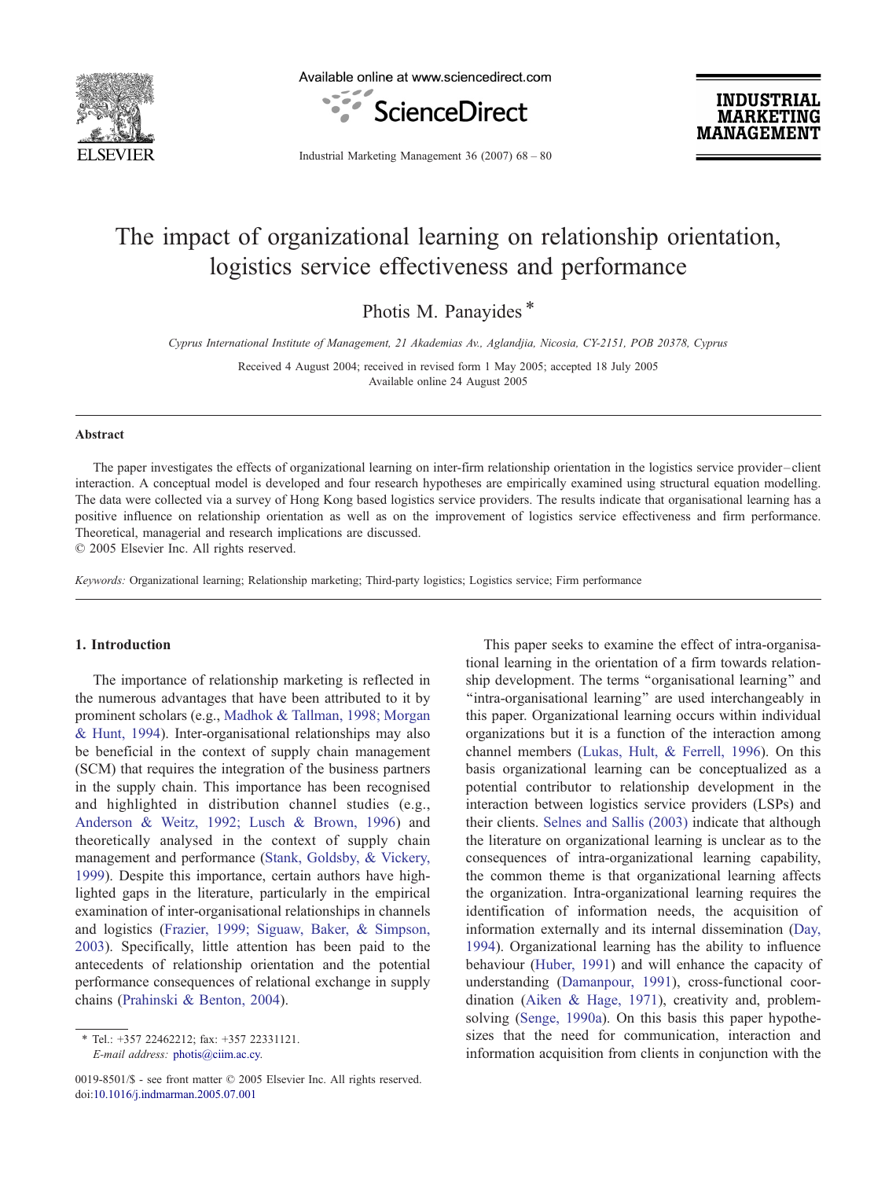# The impact of organizational learning on relationship orientation, logistics service effectiveness and performance

Photis M. Panayides *

*Cyprus International Institute of Management, 21 Akademias Av., Aglandjia, Nicosia, CY-2151, POB 20378, Cyprus*

Received 4 August 2004; received in revised form 1 May 2005; accepted 18 July 2005
Available online 24 August 2005

## Abstract

The paper investigates the effects of organizational learning on inter-firm relationship orientation in the logistics service provider–client interaction. A conceptual model is developed and four research hypotheses are empirically examined using structural equation modelling. The data were collected via a survey of Hong Kong based logistics service providers. The results indicate that organisational learning has a positive influence on relationship orientation as well as on the improvement of logistics service effectiveness and firm performance. Theoretical, managerial and research implications are discussed.
© 2005 Elsevier Inc. All rights reserved.

*Keywords:* Organizational learning; Relationship marketing; Third-party logistics; Logistics service; Firm performance

## 1. Introduction

The importance of relationship marketing is reflected in the numerous advantages that have been attributed to it by prominent scholars (e.g., Madhok & Tallman, 1998; Morgan & Hunt, 1994). Inter-organisational relationships may also be beneficial in the context of supply chain management (SCM) that requires the integration of the business partners in the supply chain. This importance has been recognised and highlighted in distribution channel studies (e.g., Anderson & Weitz, 1992; Lusch & Brown, 1996) and theoretically analysed in the context of supply chain management and performance (Stank, Goldsby, & Vickery, 1999). Despite this importance, certain authors have highlighted gaps in the literature, particularly in the empirical examination of inter-organisational relationships in channels and logistics (Frazier, 1999; Siguaw, Baker, & Simpson, 2003). Specifically, little attention has been paid to the antecedents of relationship orientation and the potential performance consequences of relational exchange in supply chains (Prahinski & Benton, 2004).

This paper seeks to examine the effect of intra-organisational learning in the orientation of a firm towards relationship development. The terms "organisational learning" and "intra-organisational learning" are used interchangeably in this paper. Organizational learning occurs within individual organizations but it is a function of the interaction among channel members (Lukas, Hult, & Ferrell, 1996). On this basis organizational learning can be conceptualized as a potential contributor to relationship development in the interaction between logistics service providers (LSPs) and their clients. Selnes and Sallis (2003) indicate that although the literature on organizational learning is unclear as to the consequences of intra-organizational learning capability, the common theme is that organizational learning affects the organization. Intra-organizational learning requires the identification of information needs, the acquisition of information externally and its internal dissemination (Day, 1994). Organizational learning has the ability to influence behaviour (Huber, 1991) and will enhance the capacity of understanding (Damanpour, 1991), cross-functional coordination (Aiken & Hage, 1971), creativity and, problem-solving (Senge, 1990a). On this basis this paper hypothesizes that the need for communication, interaction and information acquisition from clients in conjunction with the

---

* Tel.: +357 22462212; fax: +357 22331121.
*E-mail address:* photis@ciim.ac.cy.

0019-8501/$ - see front matter © 2005 Elsevier Inc. All rights reserved.
doi:10.1016/j.indmarman.2005.07.001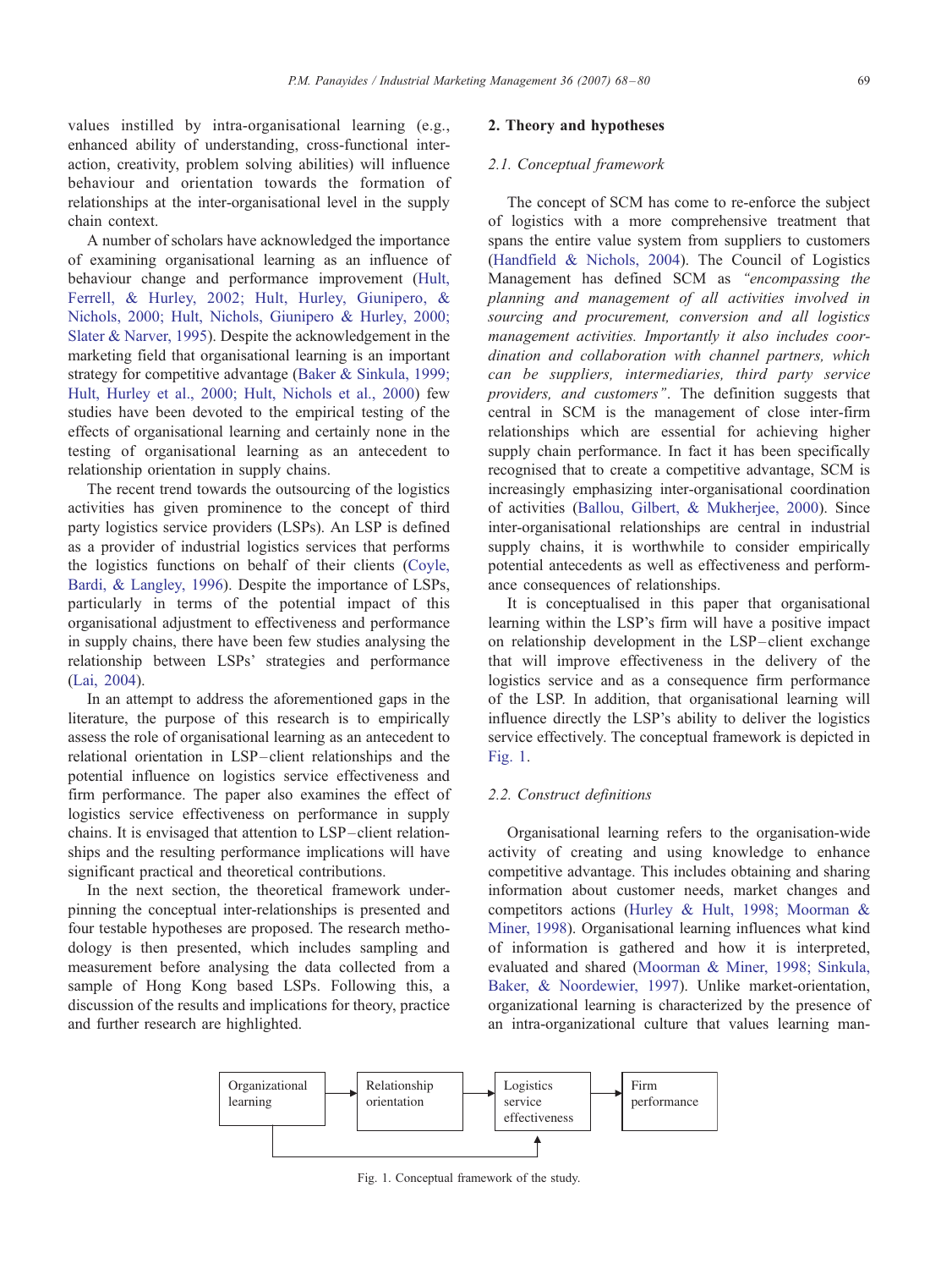values instilled by intra-organisational learning (e.g., enhanced ability of understanding, cross-functional interaction, creativity, problem solving abilities) will influence behaviour and orientation towards the formation of relationships at the inter-organisational level in the supply chain context.

A number of scholars have acknowledged the importance of examining organisational learning as an influence of behaviour change and performance improvement (Hult, Ferrell, & Hurley, 2002; Hult, Hurley, Giunipero, & Nichols, 2000; Hult, Nichols, Giunipero & Hurley, 2000; Slater & Narver, 1995). Despite the acknowledgement in the marketing field that organisational learning is an important strategy for competitive advantage (Baker & Sinkula, 1999; Hult, Hurley et al., 2000; Hult, Nichols et al., 2000) few studies have been devoted to the empirical testing of the effects of organisational learning and certainly none in the testing of organisational learning as an antecedent to relationship orientation in supply chains.

The recent trend towards the outsourcing of the logistics activities has given prominence to the concept of third party logistics service providers (LSPs). An LSP is defined as a provider of industrial logistics services that performs the logistics functions on behalf of their clients (Coyle, Bardi, & Langley, 1996). Despite the importance of LSPs, particularly in terms of the potential impact of this organisational adjustment to effectiveness and performance in supply chains, there have been few studies analysing the relationship between LSPs' strategies and performance (Lai, 2004).

In an attempt to address the aforementioned gaps in the literature, the purpose of this research is to empirically assess the role of organisational learning as an antecedent to relational orientation in LSP–client relationships and the potential influence on logistics service effectiveness and firm performance. The paper also examines the effect of logistics service effectiveness on performance in supply chains. It is envisaged that attention to LSP–client relationships and the resulting performance implications will have significant practical and theoretical contributions.

In the next section, the theoretical framework underpinning the conceptual inter-relationships is presented and four testable hypotheses are proposed. The research methodology is then presented, which includes sampling and measurement before analysing the data collected from a sample of Hong Kong based LSPs. Following this, a discussion of the results and implications for theory, practice and further research are highlighted.

## 2. Theory and hypotheses

### 2.1. Conceptual framework

The concept of SCM has come to re-enforce the subject of logistics with a more comprehensive treatment that spans the entire value system from suppliers to customers (Handfield & Nichols, 2004). The Council of Logistics Management has defined SCM as *"encompassing the planning and management of all activities involved in sourcing and procurement, conversion and all logistics management activities. Importantly it also includes coordination and collaboration with channel partners, which can be suppliers, intermediaries, third party service providers, and customers"*. The definition suggests that central in SCM is the management of close inter-firm relationships which are essential for achieving higher supply chain performance. In fact it has been specifically recognised that to create a competitive advantage, SCM is increasingly emphasizing inter-organisational coordination of activities (Ballou, Gilbert, & Mukherjee, 2000). Since inter-organisational relationships are central in industrial supply chains, it is worthwhile to consider empirically potential antecedents as well as effectiveness and performance consequences of relationships.

It is conceptualised in this paper that organisational learning within the LSP's firm will have a positive impact on relationship development in the LSP–client exchange that will improve effectiveness in the delivery of the logistics service and as a consequence firm performance of the LSP. In addition, that organisational learning will influence directly the LSP's ability to deliver the logistics service effectively. The conceptual framework is depicted in Fig. 1.

### 2.2. Construct definitions

Organisational learning refers to the organisation-wide activity of creating and using knowledge to enhance competitive advantage. This includes obtaining and sharing information about customer needs, market changes and competitors actions (Hurley & Hult, 1998; Moorman & Miner, 1998). Organisational learning influences what kind of information is gathered and how it is interpreted, evaluated and shared (Moorman & Miner, 1998; Sinkula, Baker, & Noordewier, 1997). Unlike market-orientation, organizational learning is characterized by the presence of an intra-organizational culture that values learning man-

Organizational learning

Relationship orientation

Logistics service effectiveness

Firm performance

Fig. 1. Conceptual framework of the study.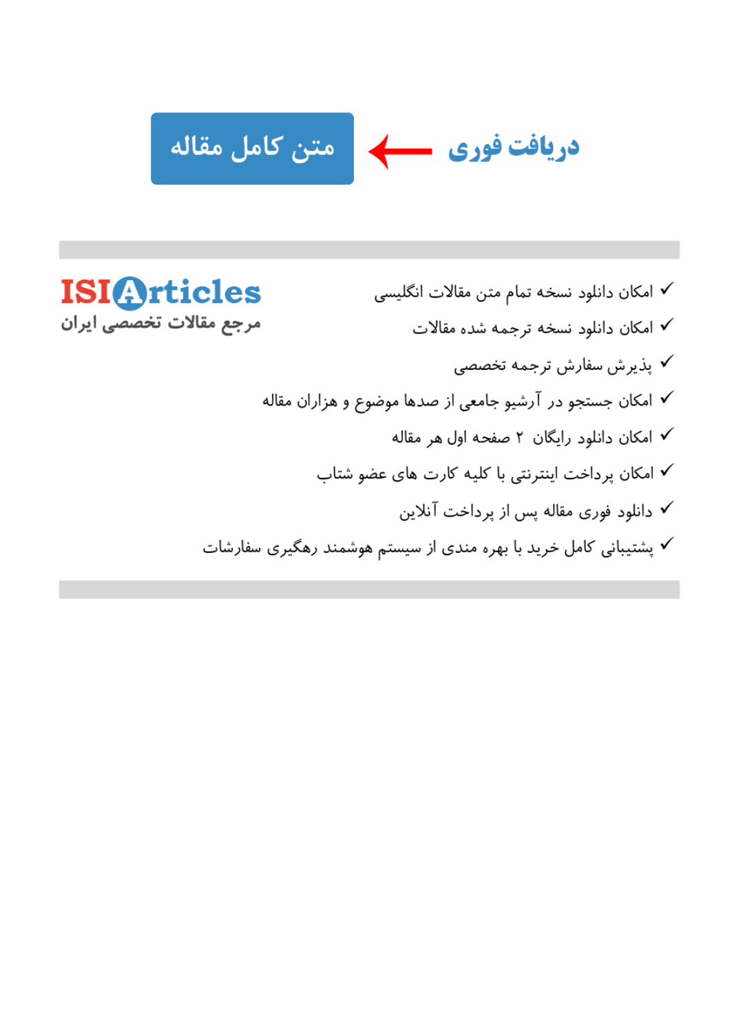دریافت فوری ← **متن کامل مقاله**

**ISIArticles**
مرجع مقالات تخصصی ایران

- ✓ امکان دانلود نسخه تمام متن مقالات انگلیسی
- ✓ امکان دانلود نسخه ترجمه شده مقالات
- ✓ پذیرش سفارش ترجمه تخصصی
- ✓ امکان جستجو در آرشیو جامعی از صدها موضوع و هزاران مقاله
- ✓ امکان دانلود رایگان ۲ صفحه اول هر مقاله
- ✓ امکان پرداخت اینترنتی با کلیه کارت های عضو شتاب
- ✓ دانلود فوری مقاله پس از پرداخت آنلاین
- ✓ پشتیبانی کامل خرید با بهره مندی از سیستم هوشمند رهگیری سفارشات